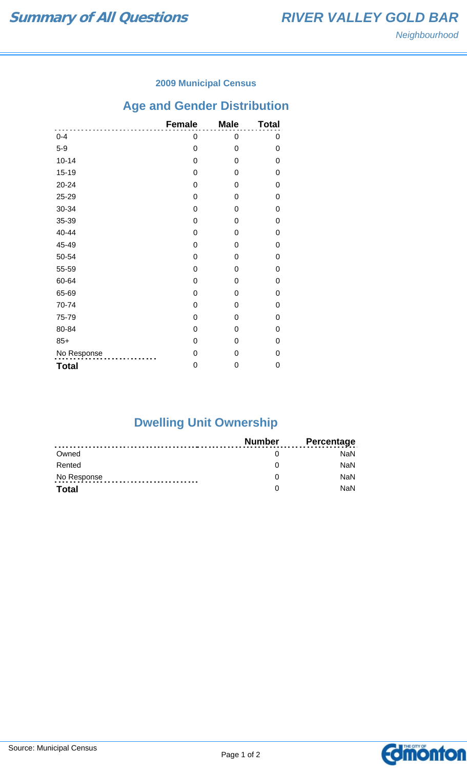# Summary of All Questions

## RIVER VALLEY GOLD BAR

*Neighbourhood*

### 2009 Municipal Census

## Age and Gender Distribution

| | Female | Male | Total |
|---|---|---|---|
| 0-4 | 0 | 0 | 0 |
| 5-9 | 0 | 0 | 0 |
| 10-14 | 0 | 0 | 0 |
| 15-19 | 0 | 0 | 0 |
| 20-24 | 0 | 0 | 0 |
| 25-29 | 0 | 0 | 0 |
| 30-34 | 0 | 0 | 0 |
| 35-39 | 0 | 0 | 0 |
| 40-44 | 0 | 0 | 0 |
| 45-49 | 0 | 0 | 0 |
| 50-54 | 0 | 0 | 0 |
| 55-59 | 0 | 0 | 0 |
| 60-64 | 0 | 0 | 0 |
| 65-69 | 0 | 0 | 0 |
| 70-74 | 0 | 0 | 0 |
| 75-79 | 0 | 0 | 0 |
| 80-84 | 0 | 0 | 0 |
| 85+ | 0 | 0 | 0 |
| No Response | 0 | 0 | 0 |
| **Total** | 0 | 0 | 0 |

## Dwelling Unit Ownership

| | Number | Percentage |
|---|---|---|
| Owned | 0 | NaN |
| Rented | 0 | NaN |
| No Response | 0 | NaN |
| **Total** | 0 | NaN |

Source: Municipal Census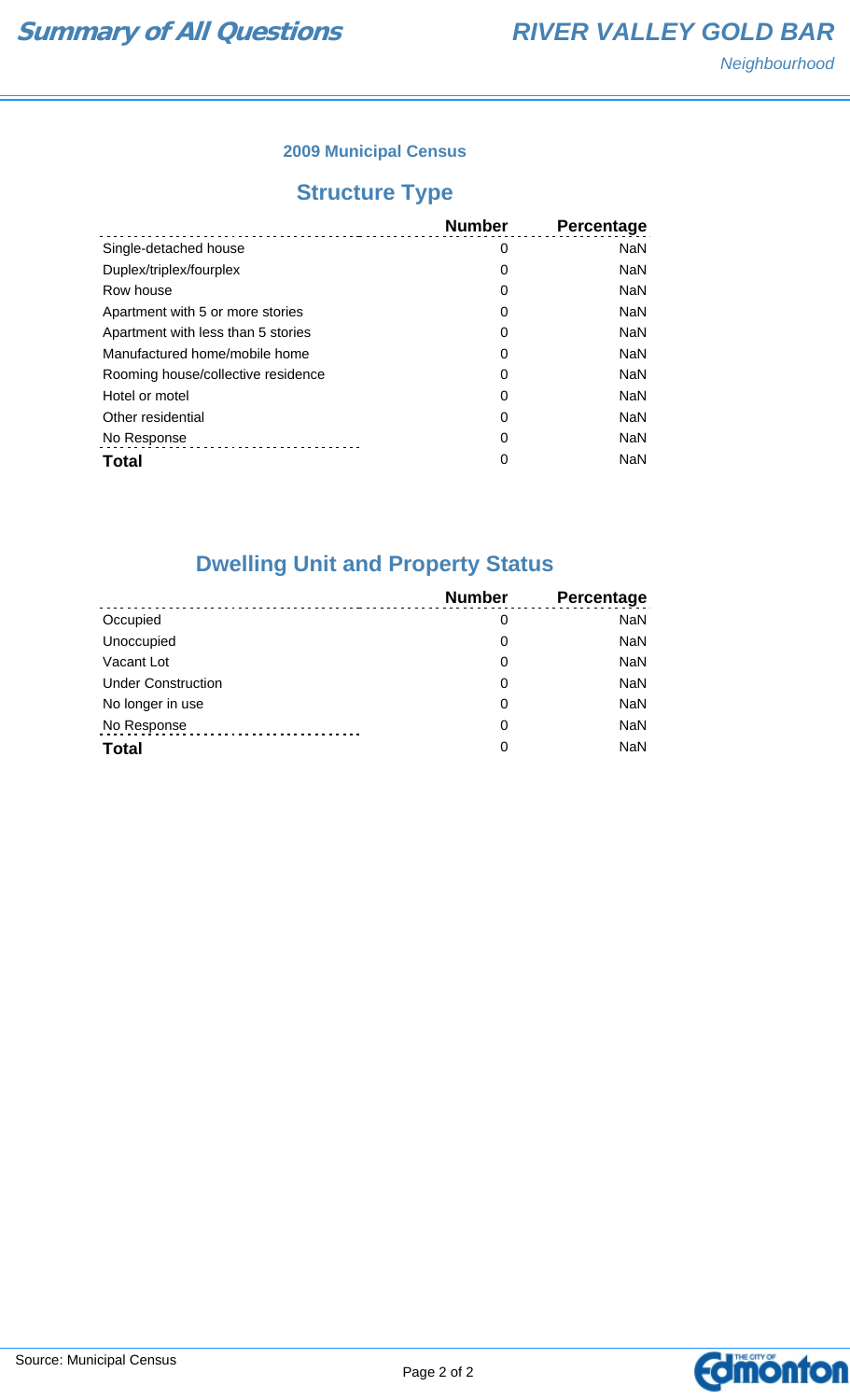# Summary of All Questions

## RIVER VALLEY GOLD BAR

*Neighbourhood*

### 2009 Municipal Census

## Structure Type

| | Number | Percentage |
|---|---|---|
| Single-detached house | 0 | NaN |
| Duplex/triplex/fourplex | 0 | NaN |
| Row house | 0 | NaN |
| Apartment with 5 or more stories | 0 | NaN |
| Apartment with less than 5 stories | 0 | NaN |
| Manufactured home/mobile home | 0 | NaN |
| Rooming house/collective residence | 0 | NaN |
| Hotel or motel | 0 | NaN |
| Other residential | 0 | NaN |
| No Response | 0 | NaN |
| **Total** | 0 | NaN |

## Dwelling Unit and Property Status

| | Number | Percentage |
|---|---|---|
| Occupied | 0 | NaN |
| Unoccupied | 0 | NaN |
| Vacant Lot | 0 | NaN |
| Under Construction | 0 | NaN |
| No longer in use | 0 | NaN |
| No Response | 0 | NaN |
| **Total** | 0 | NaN |

Source: Municipal Census